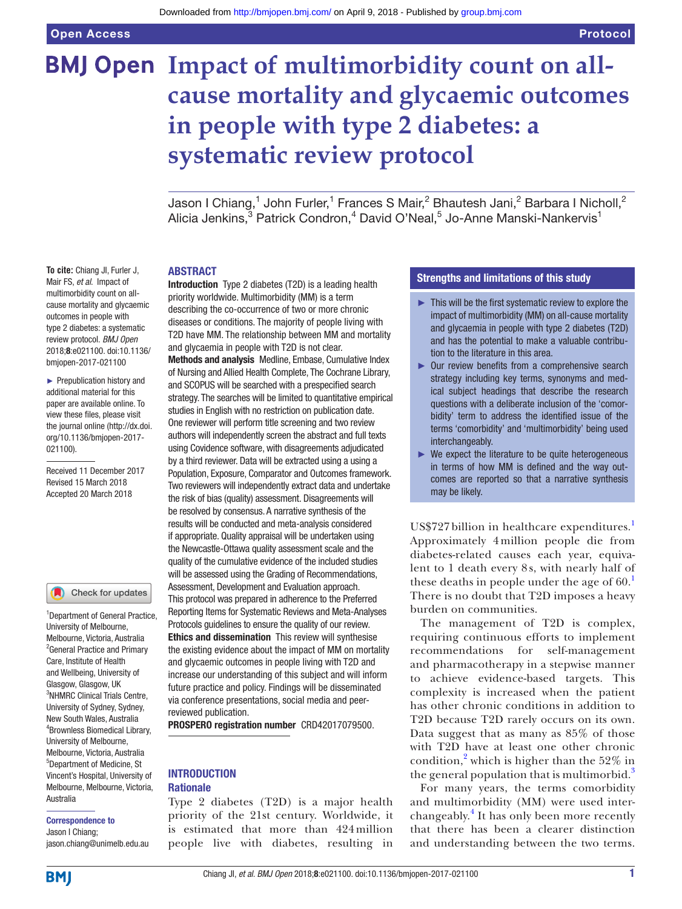# Impact of multimorbidity count on all-cause mortality and glycaemic outcomes in people with type 2 diabetes: a systematic review protocol

Jason I Chiang,[1] John Furler,[1] Frances S Mair,[2] Bhautesh Jani,[2] Barbara I Nicholl,[2] Alicia Jenkins,[3] Patrick Condron,[4] David O'Neal,[5] Jo-Anne Manski-Nankervis[1]

**To cite:** Chiang JI, Furler J, Mair FS, *et al*. Impact of multimorbidity count on all-cause mortality and glycaemic outcomes in people with type 2 diabetes: a systematic review protocol. *BMJ Open* 2018;**8**:e021100. doi:10.1136/bmjopen-2017-021100

► Prepublication history and additional material for this paper are available online. To view these files, please visit the journal online (http://dx.doi.org/10.1136/bmjopen-2017-021100).

Received 11 December 2017
Revised 15 March 2018
Accepted 20 March 2018

[1]Department of General Practice, University of Melbourne, Melbourne, Victoria, Australia
[2]General Practice and Primary Care, Institute of Health and Wellbeing, University of Glasgow, Glasgow, UK
[3]NHMRC Clinical Trials Centre, University of Sydney, Sydney, New South Wales, Australia
[4]Brownless Biomedical Library, University of Melbourne, Melbourne, Victoria, Australia
[5]Department of Medicine, St Vincent's Hospital, University of Melbourne, Melbourne, Victoria, Australia

**Correspondence to**
Jason I Chiang;
jason.chiang@unimelb.edu.au

## ABSTRACT

**Introduction** Type 2 diabetes (T2D) is a leading health priority worldwide. Multimorbidity (MM) is a term describing the co-occurrence of two or more chronic diseases or conditions. The majority of people living with T2D have MM. The relationship between MM and mortality and glycaemia in people with T2D is not clear.

**Methods and analysis** Medline, Embase, Cumulative Index of Nursing and Allied Health Complete, The Cochrane Library, and SCOPUS will be searched with a prespecified search strategy. The searches will be limited to quantitative empirical studies in English with no restriction on publication date. One reviewer will perform title screening and two review authors will independently screen the abstract and full texts using Covidence software, with disagreements adjudicated by a third reviewer. Data will be extracted using a using a Population, Exposure, Comparator and Outcomes framework. Two reviewers will independently extract data and undertake the risk of bias (quality) assessment. Disagreements will be resolved by consensus. A narrative synthesis of the results will be conducted and meta-analysis considered if appropriate. Quality appraisal will be undertaken using the Newcastle-Ottawa quality assessment scale and the quality of the cumulative evidence of the included studies will be assessed using the Grading of Recommendations, Assessment, Development and Evaluation approach. This protocol was prepared in adherence to the Preferred Reporting Items for Systematic Reviews and Meta-Analyses Protocols guidelines to ensure the quality of our review.

**Ethics and dissemination** This review will synthesise the existing evidence about the impact of MM on mortality and glycaemic outcomes in people living with T2D and increase our understanding of this subject and will inform future practice and policy. Findings will be disseminated via conference presentations, social media and peer-reviewed publication.

**PROSPERO registration number** CRD42017079500.

### Strengths and limitations of this study

- ► This will be the first systematic review to explore the impact of multimorbidity (MM) on all-cause mortality and glycaemia in people with type 2 diabetes (T2D) and has the potential to make a valuable contribution to the literature in this area.
- ► Our review benefits from a comprehensive search strategy including key terms, synonyms and medical subject headings that describe the research questions with a deliberate inclusion of the 'comorbidity' term to address the identified issue of the terms 'comorbidity' and 'multimorbidity' being used interchangeably.
- ► We expect the literature to be quite heterogeneous in terms of how MM is defined and the way outcomes are reported so that a narrative synthesis may be likely.

## INTRODUCTION

### Rationale

Type 2 diabetes (T2D) is a major health priority of the 21st century. Worldwide, it is estimated that more than 424 million people live with diabetes, resulting in US$727 billion in healthcare expenditures.[1] Approximately 4 million people die from diabetes-related causes each year, equivalent to 1 death every 8 s, with nearly half of these deaths in people under the age of 60.[1] There is no doubt that T2D imposes a heavy burden on communities.

The management of T2D is complex, requiring continuous efforts to implement recommendations for self-management and pharmacotherapy in a stepwise manner to achieve evidence-based targets. This complexity is increased when the patient has other chronic conditions in addition to T2D because T2D rarely occurs on its own. Data suggest that as many as 85% of those with T2D have at least one other chronic condition,[2] which is higher than the 52% in the general population that is multimorbid.[3]

For many years, the terms comorbidity and multimorbidity (MM) were used interchangeably.[4] It has only been more recently that there has been a clearer distinction and understanding between the two terms.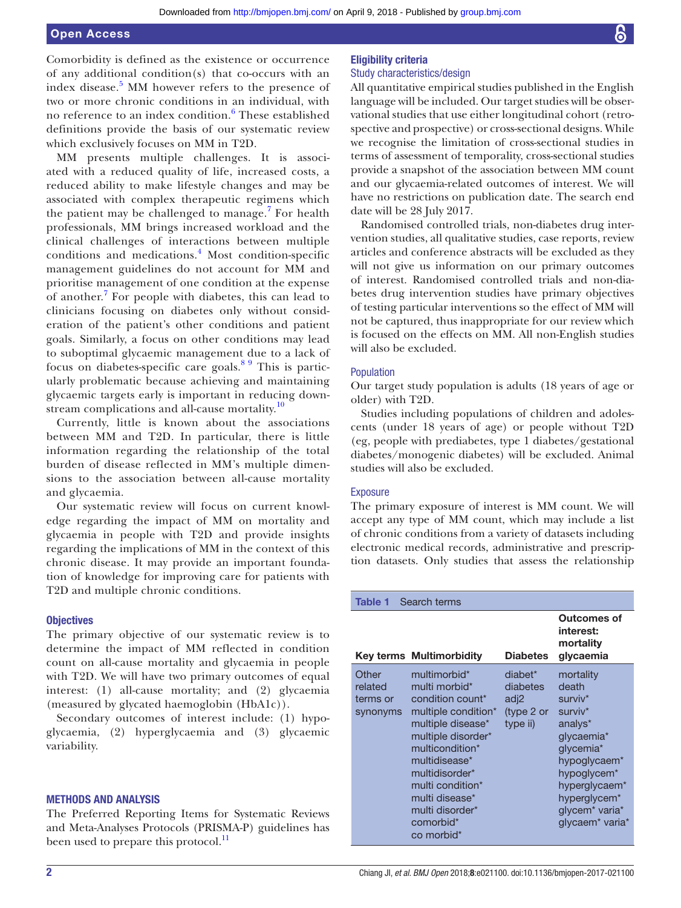Comorbidity is defined as the existence or occurrence of any additional condition(s) that co-occurs with an index disease.[5] MM however refers to the presence of two or more chronic conditions in an individual, with no reference to an index condition.[6] These established definitions provide the basis of our systematic review which exclusively focuses on MM in T2D.

MM presents multiple challenges. It is associated with a reduced quality of life, increased costs, a reduced ability to make lifestyle changes and may be associated with complex therapeutic regimens which the patient may be challenged to manage.[7] For health professionals, MM brings increased workload and the clinical challenges of interactions between multiple conditions and medications.[4] Most condition-specific management guidelines do not account for MM and prioritise management of one condition at the expense of another.[7] For people with diabetes, this can lead to clinicians focusing on diabetes only without consideration of the patient's other conditions and patient goals. Similarly, a focus on other conditions may lead to suboptimal glycaemic management due to a lack of focus on diabetes-specific care goals.[8 9] This is particularly problematic because achieving and maintaining glycaemic targets early is important in reducing downstream complications and all-cause mortality.[10]

Currently, little is known about the associations between MM and T2D. In particular, there is little information regarding the relationship of the total burden of disease reflected in MM's multiple dimensions to the association between all-cause mortality and glycaemia.

Our systematic review will focus on current knowledge regarding the impact of MM on mortality and glycaemia in people with T2D and provide insights regarding the implications of MM in the context of this chronic disease. It may provide an important foundation of knowledge for improving care for patients with T2D and multiple chronic conditions.

### Objectives

The primary objective of our systematic review is to determine the impact of MM reflected in condition count on all-cause mortality and glycaemia in people with T2D. We will have two primary outcomes of equal interest: (1) all-cause mortality; and (2) glycaemia (measured by glycated haemoglobin (HbA1c)).

Secondary outcomes of interest include: (1) hypoglycaemia, (2) hyperglycaemia and (3) glycaemic variability.

## METHODS AND ANALYSIS

The Preferred Reporting Items for Systematic Reviews and Meta-Analyses Protocols (PRISMA-P) guidelines has been used to prepare this protocol.[11]

### Eligibility criteria

#### Study characteristics/design

All quantitative empirical studies published in the English language will be included. Our target studies will be observational studies that use either longitudinal cohort (retrospective and prospective) or cross-sectional designs. While we recognise the limitation of cross-sectional studies in terms of assessment of temporality, cross-sectional studies provide a snapshot of the association between MM count and our glycaemia-related outcomes of interest. We will have no restrictions on publication date. The search end date will be 28 July 2017.

Randomised controlled trials, non-diabetes drug intervention studies, all qualitative studies, case reports, review articles and conference abstracts will be excluded as they will not give us information on our primary outcomes of interest. Randomised controlled trials and non-diabetes drug intervention studies have primary objectives of testing particular interventions so the effect of MM will not be captured, thus inappropriate for our review which is focused on the effects on MM. All non-English studies will also be excluded.

#### Population

Our target study population is adults (18 years of age or older) with T2D.

Studies including populations of children and adolescents (under 18 years of age) or people without T2D (eg, people with prediabetes, type 1 diabetes/gestational diabetes/monogenic diabetes) will be excluded. Animal studies will also be excluded.

#### Exposure

The primary exposure of interest is MM count. We will accept any type of MM count, which may include a list of chronic conditions from a variety of datasets including electronic medical records, administrative and prescription datasets. Only studies that assess the relationship

**Table 1** Search terms

| Key terms | Multimorbidity | Diabetes | Outcomes of interest: mortality glycaemia |
|---|---|---|---|
| Other related terms or synonyms | multimorbid*<br>multi morbid*<br>condition count*<br>multiple condition*<br>multiple disease*<br>multiple disorder*<br>multicondition*<br>multidisease*<br>multidisorder*<br>multi condition*<br>multi disease*<br>multi disorder*<br>comorbid*<br>co morbid* | diabet*<br>diabetes adj2 (type 2 or type ii) | mortality<br>death<br>surviv*<br>surviv*<br>analys*<br>glycaemia*<br>glycemia*<br>hypoglycaem*<br>hypoglycem*<br>hyperglycaem*<br>hyperglycem*<br>glycem* varia*<br>glycaem* varia* |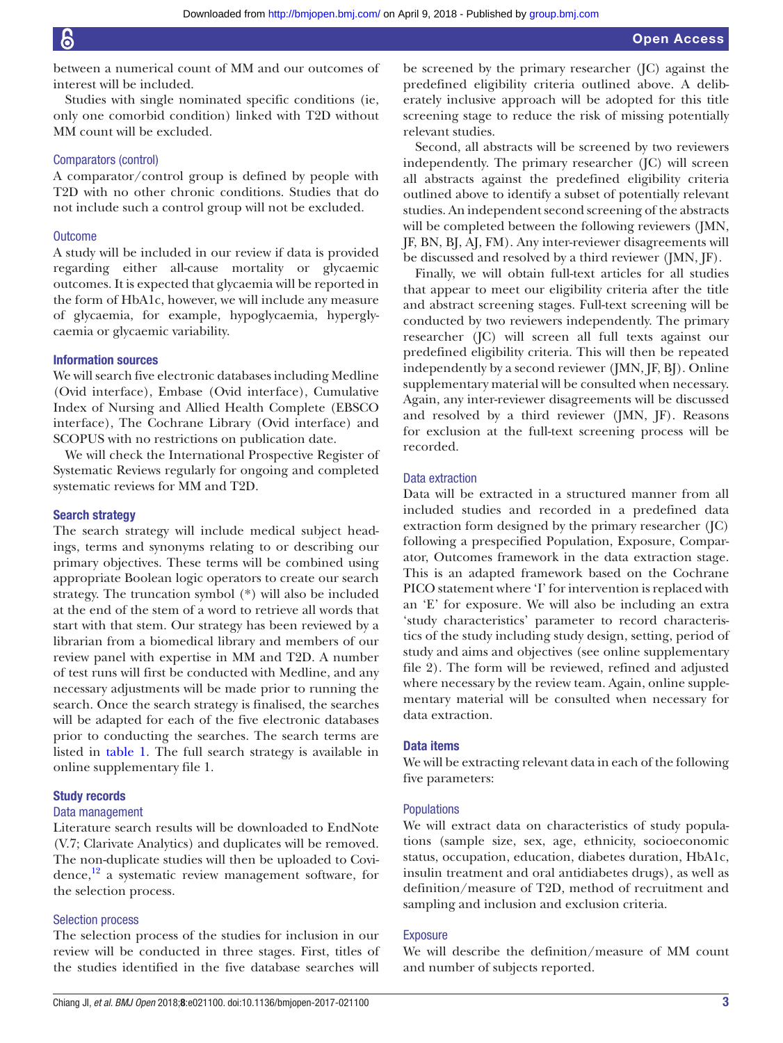between a numerical count of MM and our outcomes of interest will be included.

Studies with single nominated specific conditions (ie, only one comorbid condition) linked with T2D without MM count will be excluded.

### Comparators (control)

A comparator/control group is defined by people with T2D with no other chronic conditions. Studies that do not include such a control group will not be excluded.

### Outcome

A study will be included in our review if data is provided regarding either all-cause mortality or glycaemic outcomes. It is expected that glycaemia will be reported in the form of HbA1c, however, we will include any measure of glycaemia, for example, hypoglycaemia, hyperglycaemia or glycaemic variability.

## Information sources

We will search five electronic databases including Medline (Ovid interface), Embase (Ovid interface), Cumulative Index of Nursing and Allied Health Complete (EBSCO interface), The Cochrane Library (Ovid interface) and SCOPUS with no restrictions on publication date.

We will check the International Prospective Register of Systematic Reviews regularly for ongoing and completed systematic reviews for MM and T2D.

## Search strategy

The search strategy will include medical subject headings, terms and synonyms relating to or describing our primary objectives. These terms will be combined using appropriate Boolean logic operators to create our search strategy. The truncation symbol (*) will also be included at the end of the stem of a word to retrieve all words that start with that stem. Our strategy has been reviewed by a librarian from a biomedical library and members of our review panel with expertise in MM and T2D. A number of test runs will first be conducted with Medline, and any necessary adjustments will be made prior to running the search. Once the search strategy is finalised, the searches will be adapted for each of the five electronic databases prior to conducting the searches. The search terms are listed in table 1. The full search strategy is available in online supplementary file 1.

## Study records

### Data management

Literature search results will be downloaded to EndNote (V.7; Clarivate Analytics) and duplicates will be removed. The non-duplicate studies will then be uploaded to Covidence,[12] a systematic review management software, for the selection process.

### Selection process

The selection process of the studies for inclusion in our review will be conducted in three stages. First, titles of the studies identified in the five database searches will be screened by the primary researcher (JC) against the predefined eligibility criteria outlined above. A deliberately inclusive approach will be adopted for this title screening stage to reduce the risk of missing potentially relevant studies.

Second, all abstracts will be screened by two reviewers independently. The primary researcher (JC) will screen all abstracts against the predefined eligibility criteria outlined above to identify a subset of potentially relevant studies. An independent second screening of the abstracts will be completed between the following reviewers (JMN, JF, BN, BJ, AJ, FM). Any inter-reviewer disagreements will be discussed and resolved by a third reviewer (JMN, JF).

Finally, we will obtain full-text articles for all studies that appear to meet our eligibility criteria after the title and abstract screening stages. Full-text screening will be conducted by two reviewers independently. The primary researcher (JC) will screen all full texts against our predefined eligibility criteria. This will then be repeated independently by a second reviewer (JMN, JF, BJ). Online supplementary material will be consulted when necessary. Again, any inter-reviewer disagreements will be discussed and resolved by a third reviewer (JMN, JF). Reasons for exclusion at the full-text screening process will be recorded.

### Data extraction

Data will be extracted in a structured manner from all included studies and recorded in a predefined data extraction form designed by the primary researcher (JC) following a prespecified Population, Exposure, Comparator, Outcomes framework in the data extraction stage. This is an adapted framework based on the Cochrane PICO statement where 'I' for intervention is replaced with an 'E' for exposure. We will also be including an extra 'study characteristics' parameter to record characteristics of the study including study design, setting, period of study and aims and objectives (see online supplementary file 2). The form will be reviewed, refined and adjusted where necessary by the review team. Again, online supplementary material will be consulted when necessary for data extraction.

## Data items

We will be extracting relevant data in each of the following five parameters:

### Populations

We will extract data on characteristics of study populations (sample size, sex, age, ethnicity, socioeconomic status, occupation, education, diabetes duration, HbA1c, insulin treatment and oral antidiabetes drugs), as well as definition/measure of T2D, method of recruitment and sampling and inclusion and exclusion criteria.

### Exposure

We will describe the definition/measure of MM count and number of subjects reported.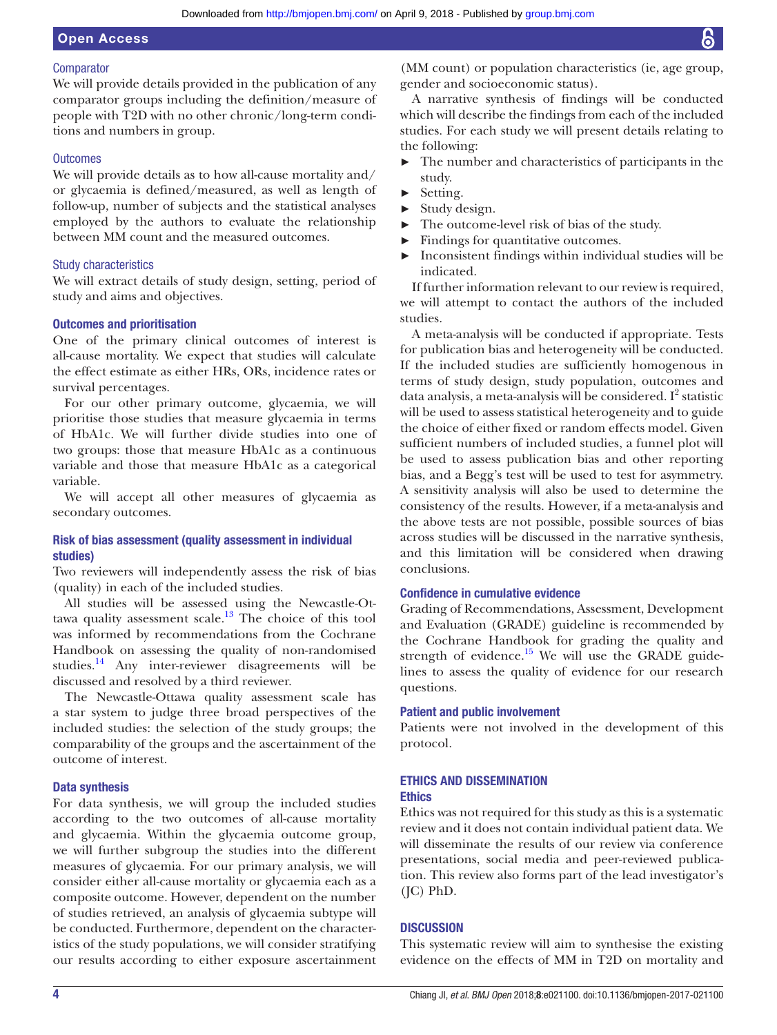### Comparator

We will provide details provided in the publication of any comparator groups including the definition/measure of people with T2D with no other chronic/long-term conditions and numbers in group.

### Outcomes

We will provide details as to how all-cause mortality and/or glycaemia is defined/measured, as well as length of follow-up, number of subjects and the statistical analyses employed by the authors to evaluate the relationship between MM count and the measured outcomes.

### Study characteristics

We will extract details of study design, setting, period of study and aims and objectives.

## Outcomes and prioritisation

One of the primary clinical outcomes of interest is all-cause mortality. We expect that studies will calculate the effect estimate as either HRs, ORs, incidence rates or survival percentages.

For our other primary outcome, glycaemia, we will prioritise those studies that measure glycaemia in terms of HbA1c. We will further divide studies into one of two groups: those that measure HbA1c as a continuous variable and those that measure HbA1c as a categorical variable.

We will accept all other measures of glycaemia as secondary outcomes.

## Risk of bias assessment (quality assessment in individual studies)

Two reviewers will independently assess the risk of bias (quality) in each of the included studies.

All studies will be assessed using the Newcastle-Ottawa quality assessment scale.[13] The choice of this tool was informed by recommendations from the Cochrane Handbook on assessing the quality of non-randomised studies.[14] Any inter-reviewer disagreements will be discussed and resolved by a third reviewer.

The Newcastle-Ottawa quality assessment scale has a star system to judge three broad perspectives of the included studies: the selection of the study groups; the comparability of the groups and the ascertainment of the outcome of interest.

## Data synthesis

For data synthesis, we will group the included studies according to the two outcomes of all-cause mortality and glycaemia. Within the glycaemia outcome group, we will further subgroup the studies into the different measures of glycaemia. For our primary analysis, we will consider either all-cause mortality or glycaemia each as a composite outcome. However, dependent on the number of studies retrieved, an analysis of glycaemia subtype will be conducted. Furthermore, dependent on the characteristics of the study populations, we will consider stratifying our results according to either exposure ascertainment (MM count) or population characteristics (ie, age group, gender and socioeconomic status).

A narrative synthesis of findings will be conducted which will describe the findings from each of the included studies. For each study we will present details relating to the following:

- The number and characteristics of participants in the study.
- Setting.
- Study design.
- The outcome-level risk of bias of the study.
- Findings for quantitative outcomes.
- Inconsistent findings within individual studies will be indicated.

If further information relevant to our review is required, we will attempt to contact the authors of the included studies.

A meta-analysis will be conducted if appropriate. Tests for publication bias and heterogeneity will be conducted. If the included studies are sufficiently homogenous in terms of study design, study population, outcomes and data analysis, a meta-analysis will be considered. $I^2$ statistic will be used to assess statistical heterogeneity and to guide the choice of either fixed or random effects model. Given sufficient numbers of included studies, a funnel plot will be used to assess publication bias and other reporting bias, and a Begg's test will be used to test for asymmetry. A sensitivity analysis will also be used to determine the consistency of the results. However, if a meta-analysis and the above tests are not possible, possible sources of bias across studies will be discussed in the narrative synthesis, and this limitation will be considered when drawing conclusions.

## Confidence in cumulative evidence

Grading of Recommendations, Assessment, Development and Evaluation (GRADE) guideline is recommended by the Cochrane Handbook for grading the quality and strength of evidence.[15] We will use the GRADE guidelines to assess the quality of evidence for our research questions.

## Patient and public involvement

Patients were not involved in the development of this protocol.

# ETHICS AND DISSEMINATION

## Ethics

Ethics was not required for this study as this is a systematic review and it does not contain individual patient data. We will disseminate the results of our review via conference presentations, social media and peer-reviewed publication. This review also forms part of the lead investigator's (JC) PhD.

# DISCUSSION

This systematic review will aim to synthesise the existing evidence on the effects of MM in T2D on mortality and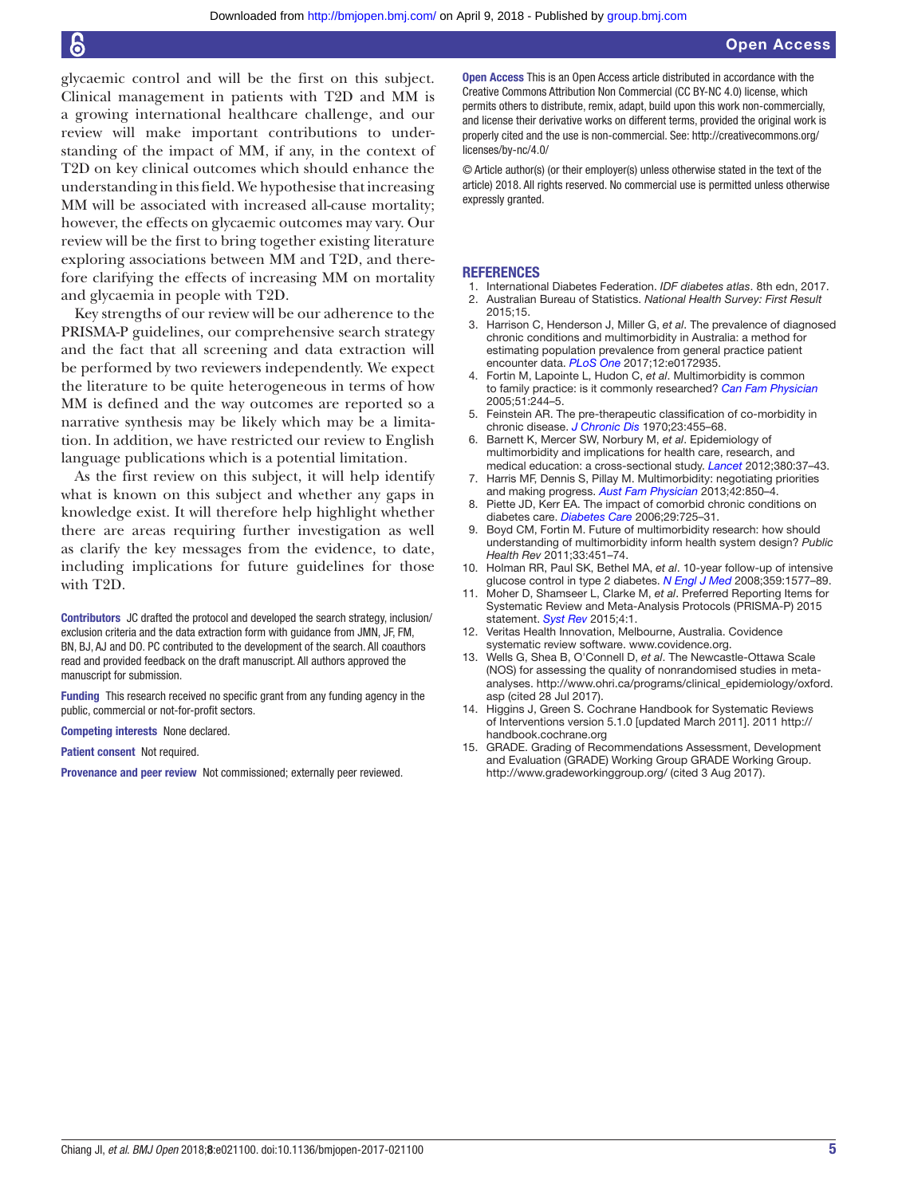glycaemic control and will be the first on this subject. Clinical management in patients with T2D and MM is a growing international healthcare challenge, and our review will make important contributions to understanding of the impact of MM, if any, in the context of T2D on key clinical outcomes which should enhance the understanding in this field. We hypothesise that increasing MM will be associated with increased all-cause mortality; however, the effects on glycaemic outcomes may vary. Our review will be the first to bring together existing literature exploring associations between MM and T2D, and therefore clarifying the effects of increasing MM on mortality and glycaemia in people with T2D.

Key strengths of our review will be our adherence to the PRISMA-P guidelines, our comprehensive search strategy and the fact that all screening and data extraction will be performed by two reviewers independently. We expect the literature to be quite heterogeneous in terms of how MM is defined and the way outcomes are reported so a narrative synthesis may be likely which may be a limitation. In addition, we have restricted our review to English language publications which is a potential limitation.

As the first review on this subject, it will help identify what is known on this subject and whether any gaps in knowledge exist. It will therefore help highlight whether there are areas requiring further investigation as well as clarify the key messages from the evidence, to date, including implications for future guidelines for those with T2D.

**Contributors** JC drafted the protocol and developed the search strategy, inclusion/exclusion criteria and the data extraction form with guidance from JMN, JF, FM, BN, BJ, AJ and DO. PC contributed to the development of the search. All coauthors read and provided feedback on the draft manuscript. All authors approved the manuscript for submission.

**Funding** This research received no specific grant from any funding agency in the public, commercial or not-for-profit sectors.

**Competing interests** None declared.

**Patient consent** Not required.

**Provenance and peer review** Not commissioned; externally peer reviewed.

**Open Access** This is an Open Access article distributed in accordance with the Creative Commons Attribution Non Commercial (CC BY-NC 4.0) license, which permits others to distribute, remix, adapt, build upon this work non-commercially, and license their derivative works on different terms, provided the original work is properly cited and the use is non-commercial. See: http://creativecommons.org/licenses/by-nc/4.0/

© Article author(s) (or their employer(s) unless otherwise stated in the text of the article) 2018. All rights reserved. No commercial use is permitted unless otherwise expressly granted.

## REFERENCES

1. International Diabetes Federation. *IDF diabetes atlas*. 8th edn, 2017.
2. Australian Bureau of Statistics. *National Health Survey: First Result* 2015;15.
3. Harrison C, Henderson J, Miller G, *et al*. The prevalence of diagnosed chronic conditions and multimorbidity in Australia: a method for estimating population prevalence from general practice patient encounter data. *PLoS One* 2017;12:e0172935.
4. Fortin M, Lapointe L, Hudon C, *et al*. Multimorbidity is common to family practice: is it commonly researched? *Can Fam Physician* 2005;51:244–5.
5. Feinstein AR. The pre-therapeutic classification of co-morbidity in chronic disease. *J Chronic Dis* 1970;23:455–68.
6. Barnett K, Mercer SW, Norbury M, *et al*. Epidemiology of multimorbidity and implications for health care, research, and medical education: a cross-sectional study. *Lancet* 2012;380:37–43.
7. Harris MF, Dennis S, Pillay M. Multimorbidity: negotiating priorities and making progress. *Aust Fam Physician* 2013;42:850–4.
8. Piette JD, Kerr EA. The impact of comorbid chronic conditions on diabetes care. *Diabetes Care* 2006;29:725–31.
9. Boyd CM, Fortin M. Future of multimorbidity research: how should understanding of multimorbidity inform health system design? *Public Health Rev* 2011;33:451–74.
10. Holman RR, Paul SK, Bethel MA, *et al*. 10-year follow-up of intensive glucose control in type 2 diabetes. *N Engl J Med* 2008;359:1577–89.
11. Moher D, Shamseer L, Clarke M, *et al*. Preferred Reporting Items for Systematic Review and Meta-Analysis Protocols (PRISMA-P) 2015 statement. *Syst Rev* 2015;4:1.
12. Veritas Health Innovation, Melbourne, Australia. Covidence systematic review software. www.covidence.org.
13. Wells G, Shea B, O'Connell D, *et al*. The Newcastle-Ottawa Scale (NOS) for assessing the quality of nonrandomised studies in meta-analyses. http://www.ohri.ca/programs/clinical_epidemiology/oxford.asp (cited 28 Jul 2017).
14. Higgins J, Green S. Cochrane Handbook for Systematic Reviews of Interventions version 5.1.0 [updated March 2011]. 2011 http://handbook.cochrane.org
15. GRADE. Grading of Recommendations Assessment, Development and Evaluation (GRADE) Working Group GRADE Working Group. http://www.gradeworkinggroup.org/ (cited 3 Aug 2017).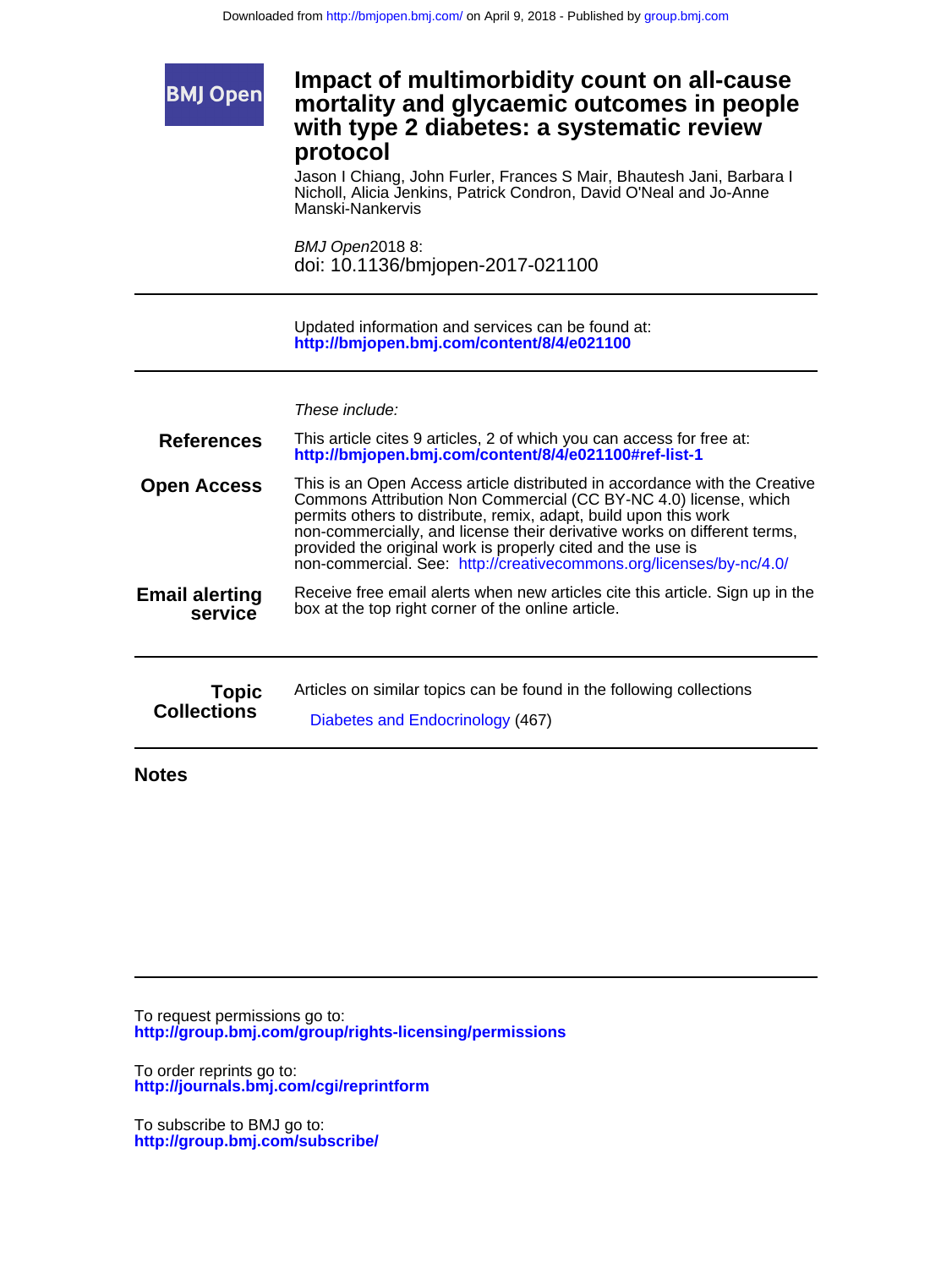Downloaded from http://bmjopen.bmj.com/ on April 9, 2018 - Published by group.bmj.com

BMJ Open

# Impact of multimorbidity count on all-cause mortality and glycaemic outcomes in people with type 2 diabetes: a systematic review protocol

Jason I Chiang, John Furler, Frances S Mair, Bhautesh Jani, Barbara I Nicholl, Alicia Jenkins, Patrick Condron, David O'Neal and Jo-Anne Manski-Nankervis

*BMJ Open*2018 8:
doi: 10.1136/bmjopen-2017-021100

Updated information and services can be found at:
**http://bmjopen.bmj.com/content/8/4/e021100**

*These include:*

**References**
This article cites 9 articles, 2 of which you can access for free at:
**http://bmjopen.bmj.com/content/8/4/e021100#ref-list-1**

**Open Access**
This is an Open Access article distributed in accordance with the Creative Commons Attribution Non Commercial (CC BY-NC 4.0) license, which permits others to distribute, remix, adapt, build upon this work non-commercially, and license their derivative works on different terms, provided the original work is properly cited and the use is non-commercial. See: http://creativecommons.org/licenses/by-nc/4.0/

**Email alerting service**
Receive free email alerts when new articles cite this article. Sign up in the box at the top right corner of the online article.

**Topic Collections**
Articles on similar topics can be found in the following collections

Diabetes and Endocrinology (467)

## Notes

To request permissions go to:
**http://group.bmj.com/group/rights-licensing/permissions**

To order reprints go to:
**http://journals.bmj.com/cgi/reprintform**

To subscribe to BMJ go to:
**http://group.bmj.com/subscribe/**